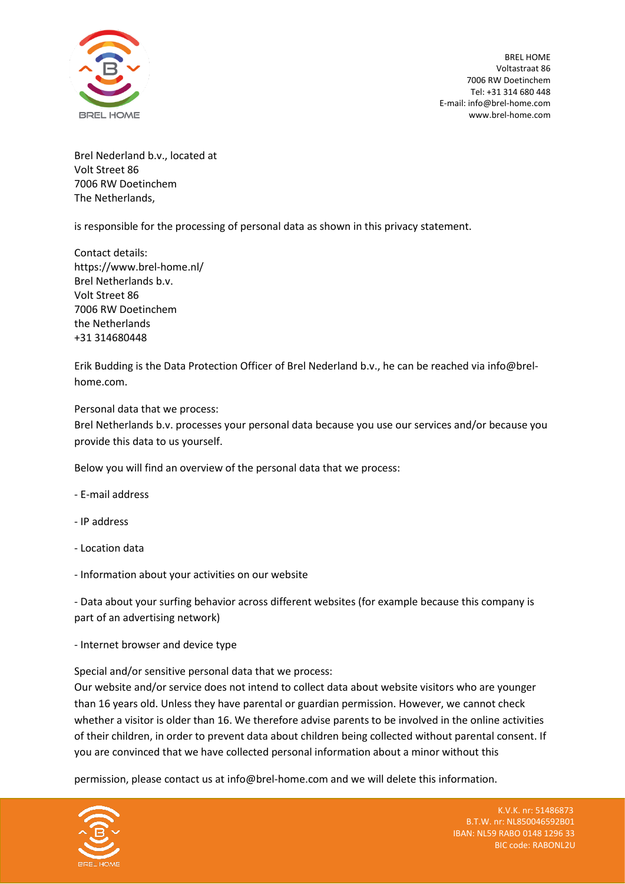BREL HOME
Voltastraat 86
7006 RW Doetinchem
Tel: +31 314 680 448
E-mail: info@brel-home.com
www.brel-home.com

Brel Nederland b.v., located at
Volt Street 86
7006 RW Doetinchem
The Netherlands,

is responsible for the processing of personal data as shown in this privacy statement.

Contact details:
https://www.brel-home.nl/
Brel Netherlands b.v.
Volt Street 86
7006 RW Doetinchem
the Netherlands
+31 314680448

Erik Budding is the Data Protection Officer of Brel Nederland b.v., he can be reached via info@brel-home.com.

Personal data that we process:
Brel Netherlands b.v. processes your personal data because you use our services and/or because you provide this data to us yourself.

Below you will find an overview of the personal data that we process:

- E-mail address

- IP address

- Location data

- Information about your activities on our website

- Data about your surfing behavior across different websites (for example because this company is part of an advertising network)

- Internet browser and device type

Special and/or sensitive personal data that we process:
Our website and/or service does not intend to collect data about website visitors who are younger than 16 years old. Unless they have parental or guardian permission. However, we cannot check whether a visitor is older than 16. We therefore advise parents to be involved in the online activities of their children, in order to prevent data about children being collected without parental consent. If you are convinced that we have collected personal information about a minor without this

permission, please contact us at info@brel-home.com and we will delete this information.

K.V.K. nr: 51486873
B.T.W. nr: NL850046592B01
IBAN: NL59 RABO 0148 1296 33
BIC code: RABONL2U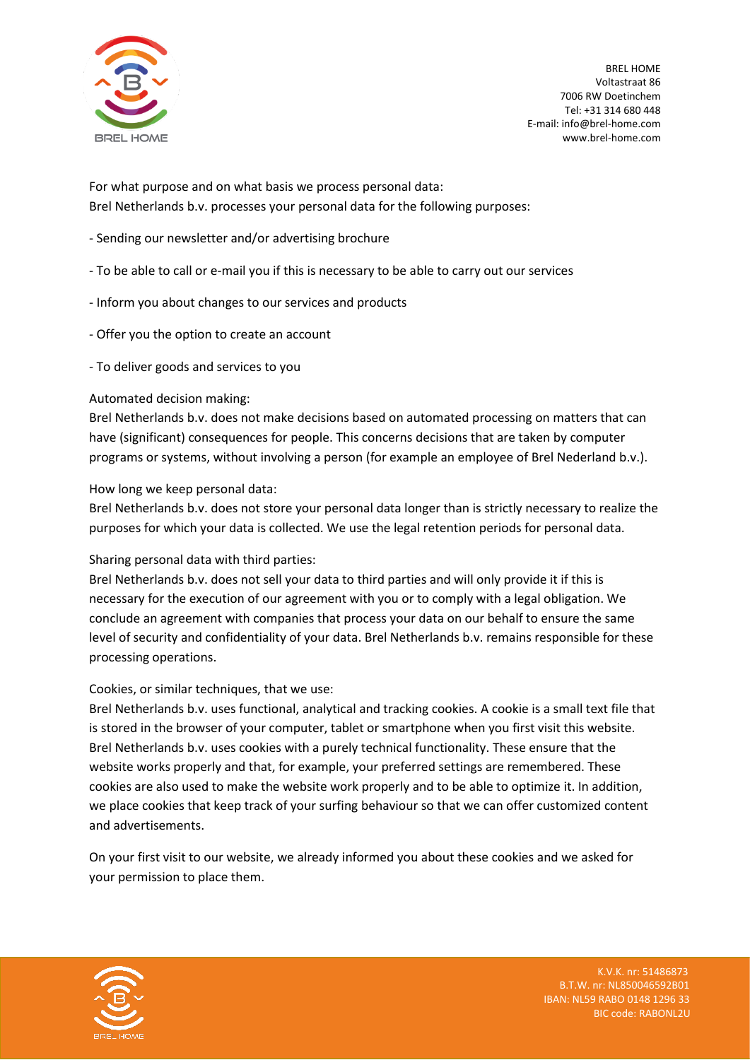For what purpose and on what basis we process personal data:
Brel Netherlands b.v. processes your personal data for the following purposes:

- Sending our newsletter and/or advertising brochure

- To be able to call or e-mail you if this is necessary to be able to carry out our services

- Inform you about changes to our services and products

- Offer you the option to create an account

- To deliver goods and services to you

Automated decision making:
Brel Netherlands b.v. does not make decisions based on automated processing on matters that can have (significant) consequences for people. This concerns decisions that are taken by computer programs or systems, without involving a person (for example an employee of Brel Nederland b.v.).

How long we keep personal data:
Brel Netherlands b.v. does not store your personal data longer than is strictly necessary to realize the purposes for which your data is collected. We use the legal retention periods for personal data.

Sharing personal data with third parties:
Brel Netherlands b.v. does not sell your data to third parties and will only provide it if this is necessary for the execution of our agreement with you or to comply with a legal obligation. We conclude an agreement with companies that process your data on our behalf to ensure the same level of security and confidentiality of your data. Brel Netherlands b.v. remains responsible for these processing operations.

Cookies, or similar techniques, that we use:
Brel Netherlands b.v. uses functional, analytical and tracking cookies. A cookie is a small text file that is stored in the browser of your computer, tablet or smartphone when you first visit this website. Brel Netherlands b.v. uses cookies with a purely technical functionality. These ensure that the website works properly and that, for example, your preferred settings are remembered. These cookies are also used to make the website work properly and to be able to optimize it. In addition, we place cookies that keep track of your surfing behaviour so that we can offer customized content and advertisements.

On your first visit to our website, we already informed you about these cookies and we asked for your permission to place them.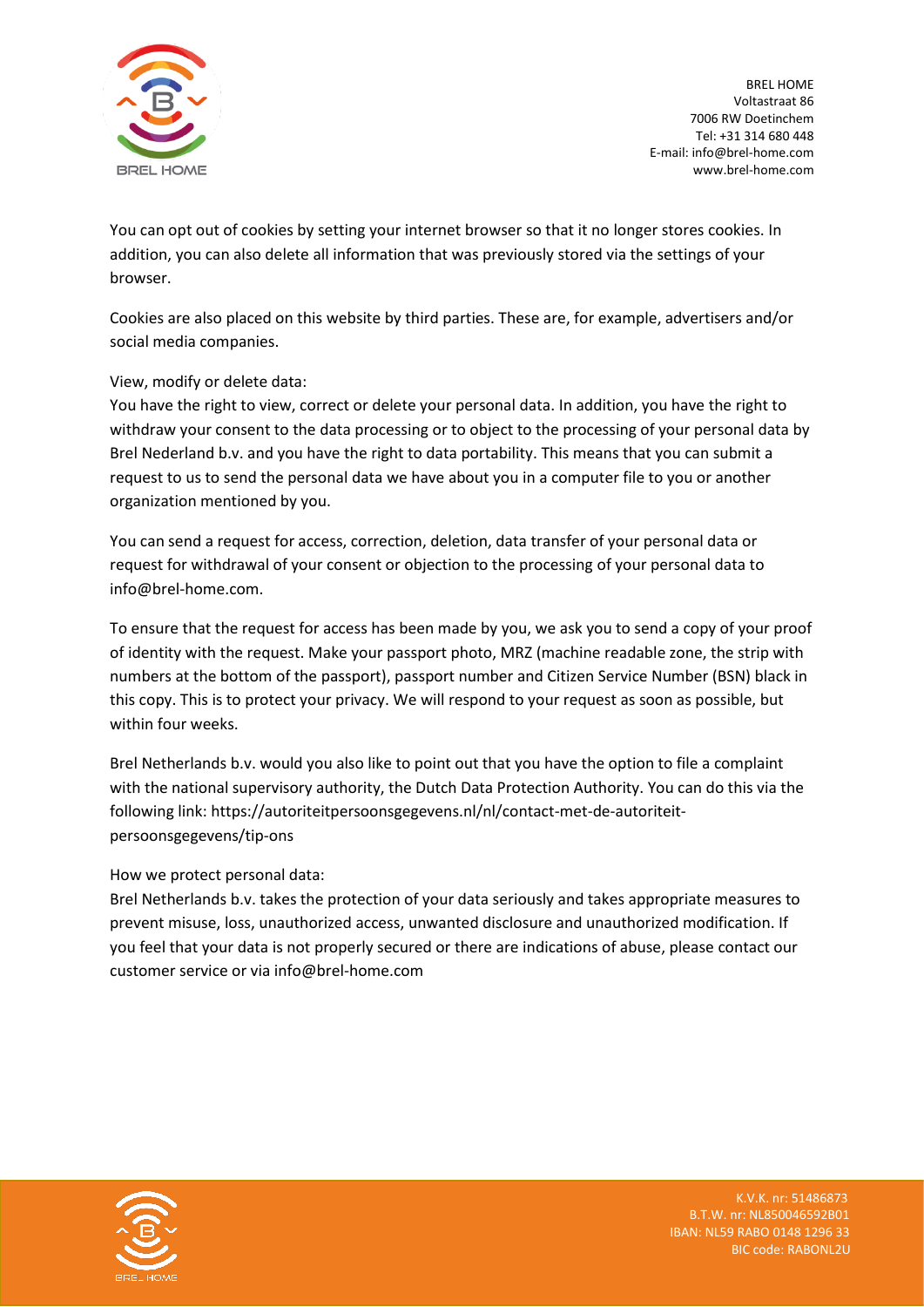You can opt out of cookies by setting your internet browser so that it no longer stores cookies. In addition, you can also delete all information that was previously stored via the settings of your browser.

Cookies are also placed on this website by third parties. These are, for example, advertisers and/or social media companies.

View, modify or delete data:
You have the right to view, correct or delete your personal data. In addition, you have the right to withdraw your consent to the data processing or to object to the processing of your personal data by Brel Nederland b.v. and you have the right to data portability. This means that you can submit a request to us to send the personal data we have about you in a computer file to you or another organization mentioned by you.

You can send a request for access, correction, deletion, data transfer of your personal data or request for withdrawal of your consent or objection to the processing of your personal data to info@brel-home.com.

To ensure that the request for access has been made by you, we ask you to send a copy of your proof of identity with the request. Make your passport photo, MRZ (machine readable zone, the strip with numbers at the bottom of the passport), passport number and Citizen Service Number (BSN) black in this copy. This is to protect your privacy. We will respond to your request as soon as possible, but within four weeks.

Brel Netherlands b.v. would you also like to point out that you have the option to file a complaint with the national supervisory authority, the Dutch Data Protection Authority. You can do this via the following link: https://autoriteitpersoonsgegevens.nl/nl/contact-met-de-autoriteit-persoonsgegevens/tip-ons

How we protect personal data:
Brel Netherlands b.v. takes the protection of your data seriously and takes appropriate measures to prevent misuse, loss, unauthorized access, unwanted disclosure and unauthorized modification. If you feel that your data is not properly secured or there are indications of abuse, please contact our customer service or via info@brel-home.com